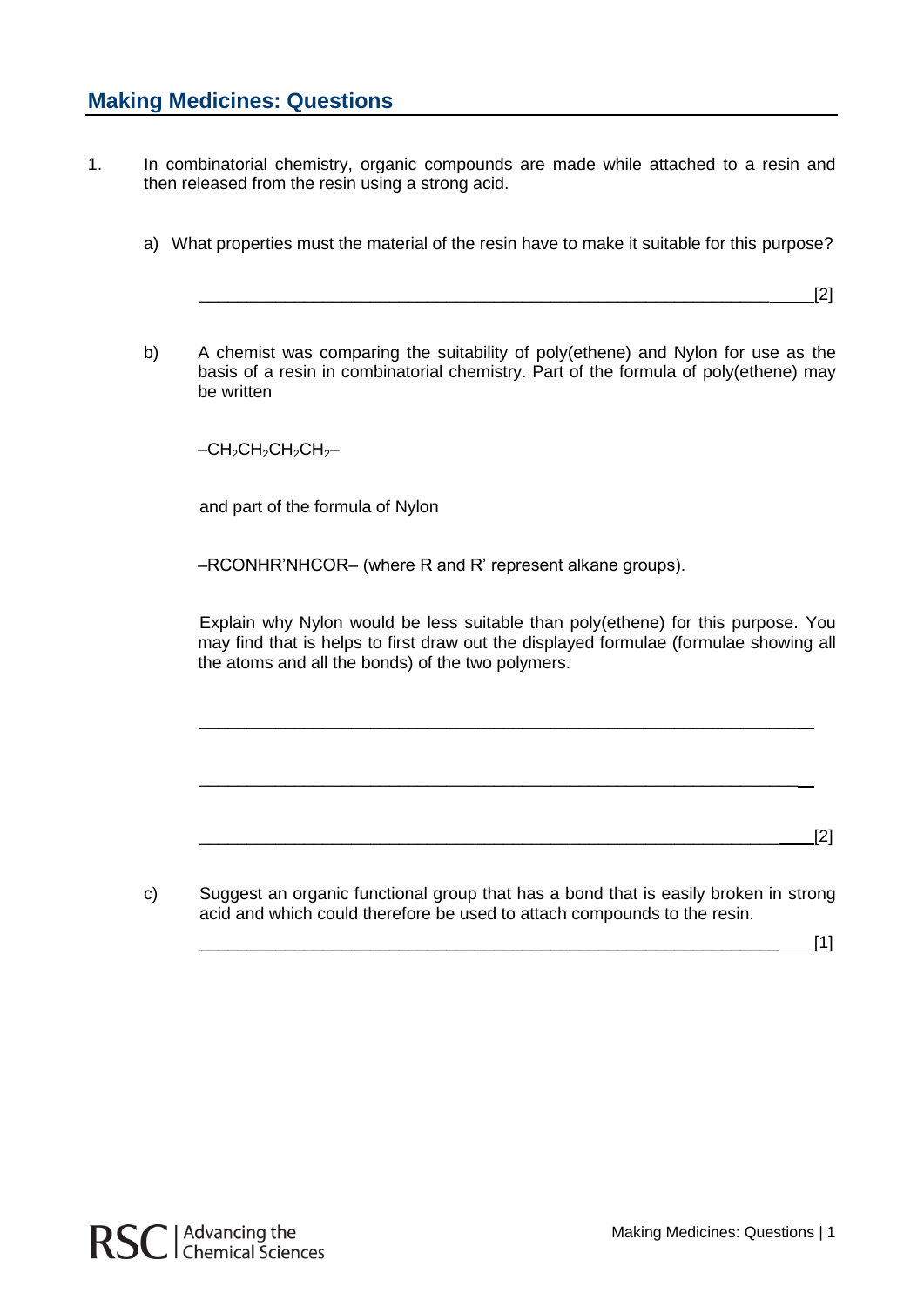## Making Medicines: Questions

1. In combinatorial chemistry, organic compounds are made while attached to a resin and then released from the resin using a strong acid.

   a) What properties must the material of the resin have to make it suitable for this purpose?

   ______________________________________________________________ [2]

   b) A chemist was comparing the suitability of poly(ethene) and Nylon for use as the basis of a resin in combinatorial chemistry. Part of the formula of poly(ethene) may be written

   $–CH_2CH_2CH_2CH_2–$

   and part of the formula of Nylon

   –RCONHR'NHCOR– (where R and R' represent alkane groups).

   Explain why Nylon would be less suitable than poly(ethene) for this purpose. You may find that is helps to first draw out the displayed formulae (formulae showing all the atoms and all the bonds) of the two polymers.

   ______________________________________________________________

   ______________________________________________________________

   ______________________________________________________________ [2]

   c) Suggest an organic functional group that has a bond that is easily broken in strong acid and which could therefore be used to attach compounds to the resin.

   ______________________________________________________________ [1]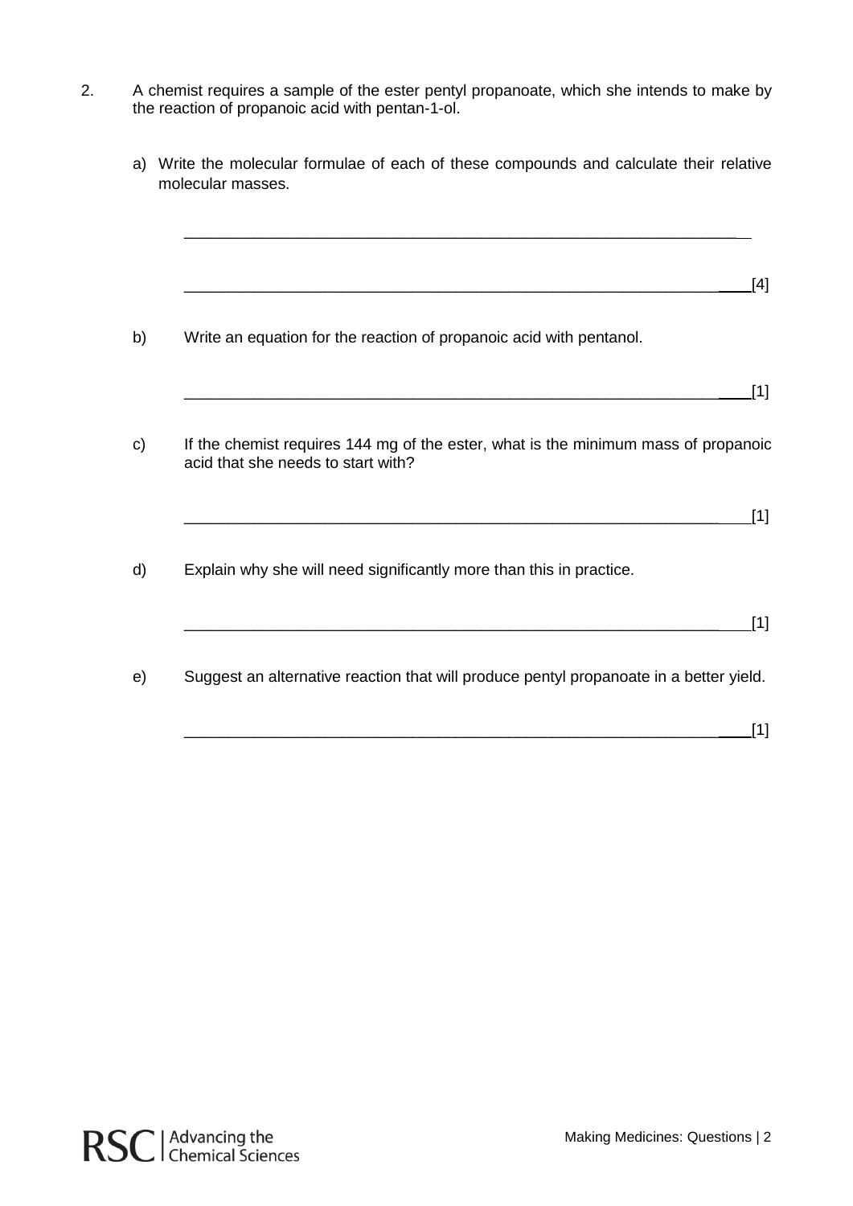2. A chemist requires a sample of the ester pentyl propanoate, which she intends to make by the reaction of propanoic acid with pentan-1-ol.

   a) Write the molecular formulae of each of these compounds and calculate their relative molecular masses.

   ______________________________________________________________

   ______________________________________________________________ [4]

   b) Write an equation for the reaction of propanoic acid with pentanol.

   ______________________________________________________________ [1]

   c) If the chemist requires 144 mg of the ester, what is the minimum mass of propanoic acid that she needs to start with?

   ______________________________________________________________ [1]

   d) Explain why she will need significantly more than this in practice.

   ______________________________________________________________ [1]

   e) Suggest an alternative reaction that will produce pentyl propanoate in a better yield.

   ______________________________________________________________ [1]